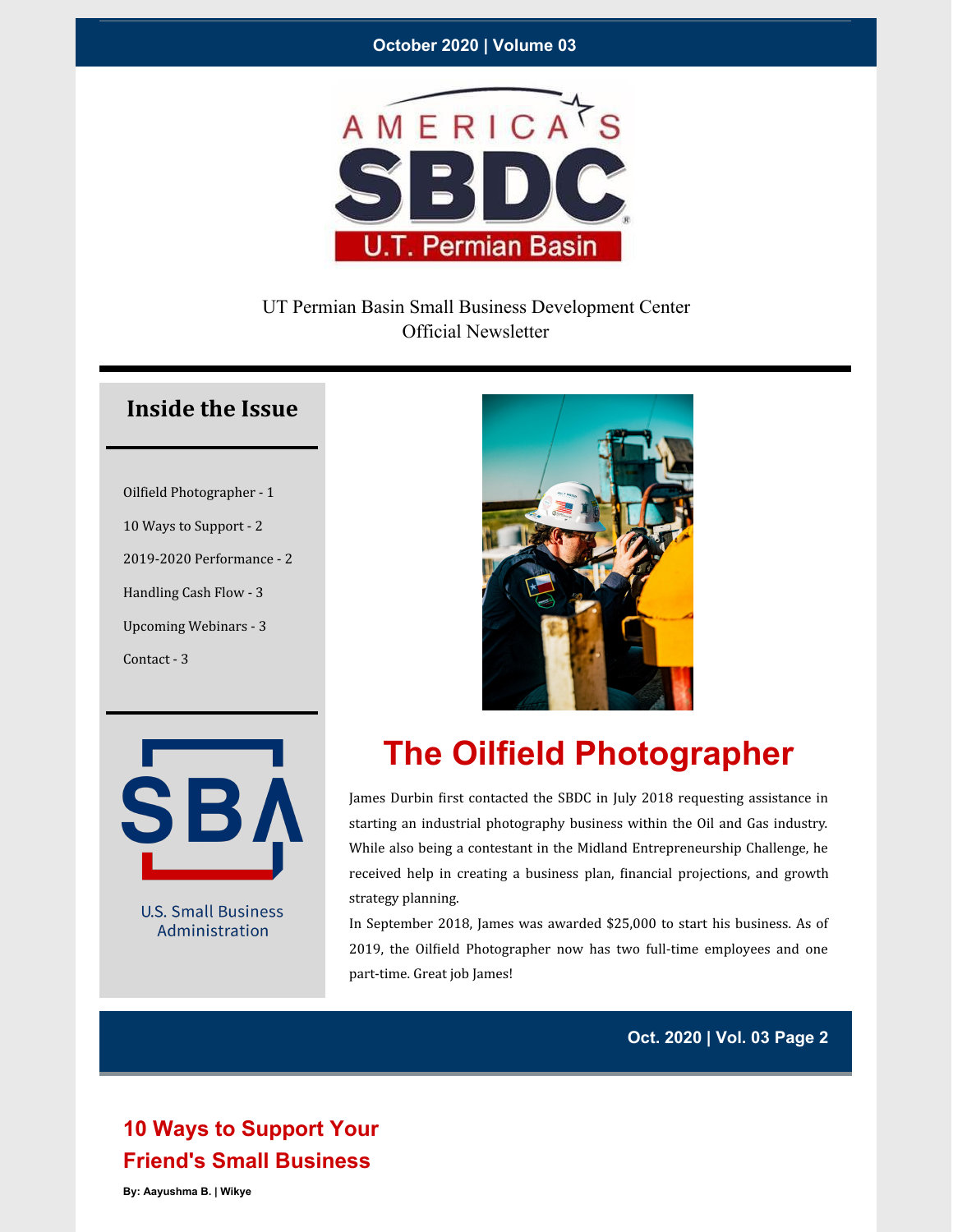October 2020 | Volume 03

UT Permian Basin Small Business Development Center
Official Newsletter

## Inside the Issue

- Oilfield Photographer - 1
- 10 Ways to Support - 2
- 2019-2020 Performance - 2
- Handling Cash Flow - 3
- Upcoming Webinars - 3
- Contact - 3

U.S. Small Business Administration

# The Oilfield Photographer

James Durbin first contacted the SBDC in July 2018 requesting assistance in starting an industrial photography business within the Oil and Gas industry. While also being a contestant in the Midland Entrepreneurship Challenge, he received help in creating a business plan, financial projections, and growth strategy planning.

In September 2018, James was awarded $25,000 to start his business. As of 2019, the Oilfield Photographer now has two full-time employees and one part-time. Great job James!

## 10 Ways to Support Your Friend's Small Business

**By: Aayushma B. | Wikye**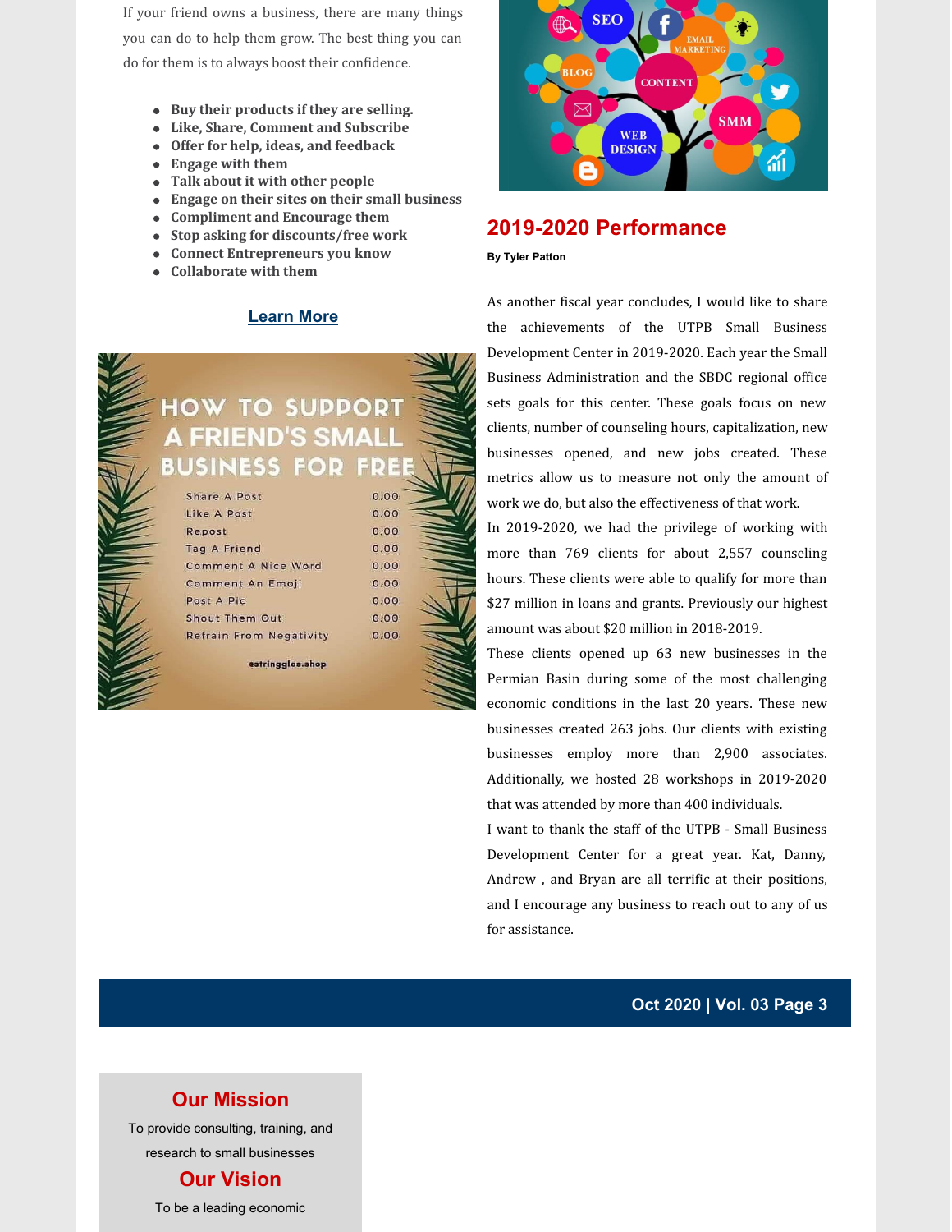If your friend owns a business, there are many things you can do to help them grow. The best thing you can do for them is to always boost their confidence.

- **Buy their products if they are selling.**
- **Like, Share, Comment and Subscribe**
- **Offer for help, ideas, and feedback**
- **Engage with them**
- **Talk about it with other people**
- **Engage on their sites on their small business**
- **Compliment and Encourage them**
- **Stop asking for discounts/free work**
- **Connect Entrepreneurs you know**
- **Collaborate with them**

**Learn More**

## 2019-2020 Performance

**By Tyler Patton**

As another fiscal year concludes, I would like to share the achievements of the UTPB Small Business Development Center in 2019-2020. Each year the Small Business Administration and the SBDC regional office sets goals for this center. These goals focus on new clients, number of counseling hours, capitalization, new businesses opened, and new jobs created. These metrics allow us to measure not only the amount of work we do, but also the effectiveness of that work.

In 2019-2020, we had the privilege of working with more than 769 clients for about 2,557 counseling hours. These clients were able to qualify for more than $27 million in loans and grants. Previously our highest amount was about $20 million in 2018-2019.

These clients opened up 63 new businesses in the Permian Basin during some of the most challenging economic conditions in the last 20 years. These new businesses created 263 jobs. Our clients with existing businesses employ more than 2,900 associates. Additionally, we hosted 28 workshops in 2019-2020 that was attended by more than 400 individuals.

I want to thank the staff of the UTPB - Small Business Development Center for a great year. Kat, Danny, Andrew , and Bryan are all terrific at their positions, and I encourage any business to reach out to any of us for assistance.

## Our Mission

To provide consulting, training, and research to small businesses

## Our Vision

To be a leading economic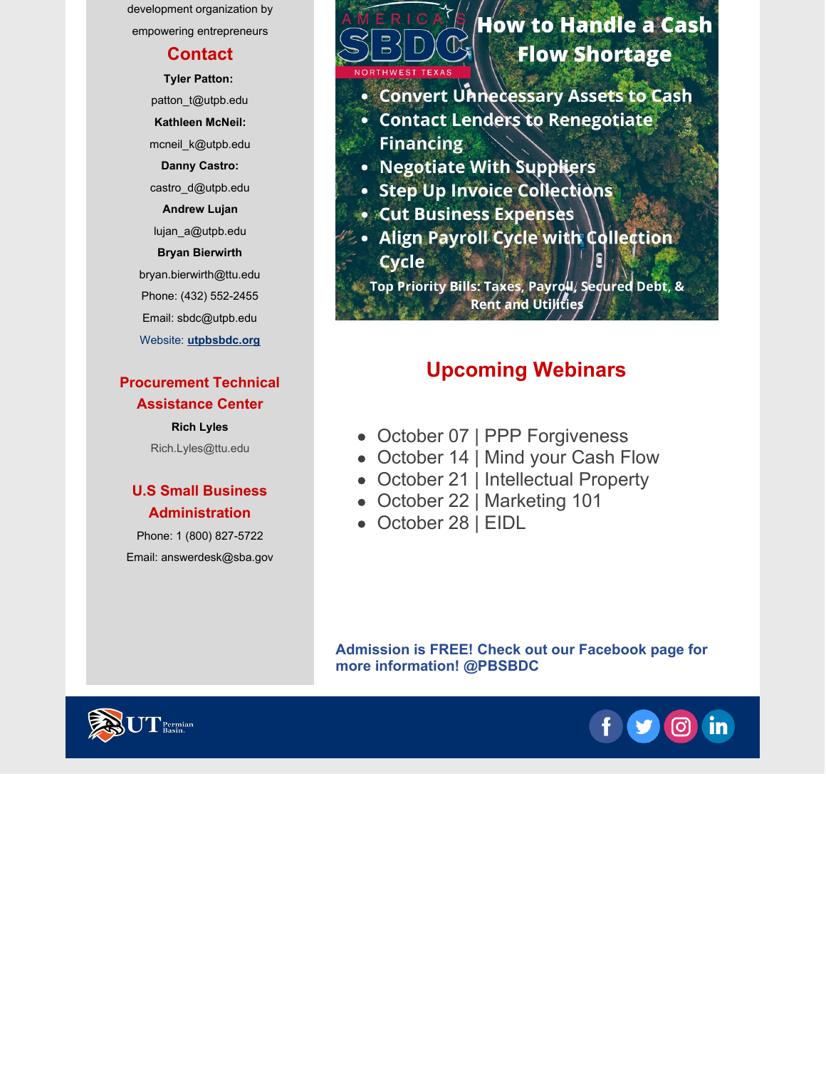development organization by empowering entrepreneurs

## Contact

**Tyler Patton:**

patton_t@utpb.edu

**Kathleen McNeil:**

mcneil_k@utpb.edu

**Danny Castro:**

castro_d@utpb.edu

**Andrew Lujan**

lujan_a@utpb.edu

**Bryan Bierwirth**

bryan.bierwirth@ttu.edu

Phone: (432) 552-2455

Email: sbdc@utpb.edu

Website: **utpbsbdc.org**

## Procurement Technical Assistance Center

**Rich Lyles**

Rich.Lyles@ttu.edu

## U.S Small Business Administration

Phone: 1 (800) 827-5722

Email: answerdesk@sba.gov

AMERICA'S SBDC NORTHWEST TEXAS

# How to Handle a Cash Flow Shortage

- Convert Unnecessary Assets to Cash
- Contact Lenders to Renegotiate Financing
- Negotiate With Suppliers
- Step Up Invoice Collections
- Cut Business Expenses
- Align Payroll Cycle with Collection Cycle

Top Priority Bills: Taxes, Payroll, Secured Debt, & Rent and Utilities

## Upcoming Webinars

- October 07 | PPP Forgiveness
- October 14 | Mind your Cash Flow
- October 21 | Intellectual Property
- October 22 | Marketing 101
- October 28 | EIDL

**Admission is FREE! Check out our Facebook page for more information! @PBSBDC**

UT Permian Basin